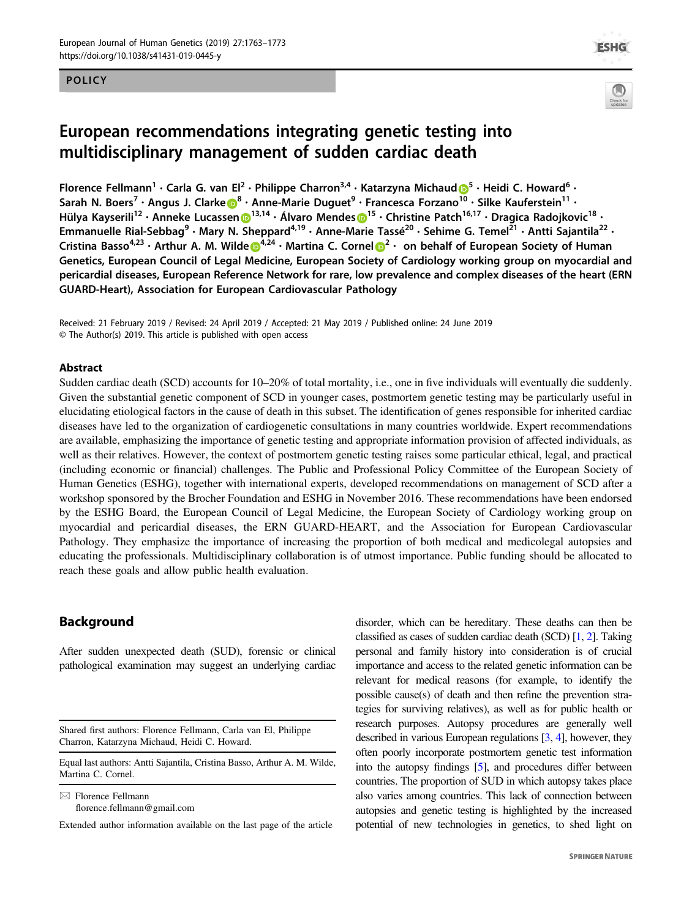POLICY

# European recommendations integrating genetic testing into multidisciplinary management of sudden cardiac death

Florence Fellmann[1] · Carla G. van El[2] · Philippe Charron[3,4] · Katarzyna Michaud[5] · Heidi C. Howard[6] · Sarah N. Boers[7] · Angus J. Clarke[8] · Anne-Marie Duguet[9] · Francesca Forzano[10] · Silke Kauferstein[11] · Hülya Kayserili[12] · Anneke Lucassen[13,14] · Álvaro Mendes[15] · Christine Patch[16,17] · Dragica Radojkovic[18] · Emmanuelle Rial-Sebbag[9] · Mary N. Sheppard[4,19] · Anne-Marie Tassé[20] · Sehime G. Temel[21] · Antti Sajantila[22] · Cristina Basso[4,23] · Arthur A. M. Wilde[4,24] · Martina C. Cornel[2] · on behalf of European Society of Human Genetics, European Council of Legal Medicine, European Society of Cardiology working group on myocardial and pericardial diseases, European Reference Network for rare, low prevalence and complex diseases of the heart (ERN GUARD-Heart), Association for European Cardiovascular Pathology

Received: 21 February 2019 / Revised: 24 April 2019 / Accepted: 21 May 2019 / Published online: 24 June 2019
© The Author(s) 2019. This article is published with open access

## Abstract

Sudden cardiac death (SCD) accounts for 10–20% of total mortality, i.e., one in five individuals will eventually die suddenly. Given the substantial genetic component of SCD in younger cases, postmortem genetic testing may be particularly useful in elucidating etiological factors in the cause of death in this subset. The identification of genes responsible for inherited cardiac diseases have led to the organization of cardiogenetic consultations in many countries worldwide. Expert recommendations are available, emphasizing the importance of genetic testing and appropriate information provision of affected individuals, as well as their relatives. However, the context of postmortem genetic testing raises some particular ethical, legal, and practical (including economic or financial) challenges. The Public and Professional Policy Committee of the European Society of Human Genetics (ESHG), together with international experts, developed recommendations on management of SCD after a workshop sponsored by the Brocher Foundation and ESHG in November 2016. These recommendations have been endorsed by the ESHG Board, the European Council of Legal Medicine, the European Society of Cardiology working group on myocardial and pericardial diseases, the ERN GUARD-HEART, and the Association for European Cardiovascular Pathology. They emphasize the importance of increasing the proportion of both medical and medicolegal autopsies and educating the professionals. Multidisciplinary collaboration is of utmost importance. Public funding should be allocated to reach these goals and allow public health evaluation.

## Background

After sudden unexpected death (SUD), forensic or clinical pathological examination may suggest an underlying cardiac disorder, which can be hereditary. These deaths can then be classified as cases of sudden cardiac death (SCD) [1, 2]. Taking personal and family history into consideration is of crucial importance and access to the related genetic information can be relevant for medical reasons (for example, to identify the possible cause(s) of death and then refine the prevention strategies for surviving relatives), as well as for public health or research purposes. Autopsy procedures are generally well described in various European regulations [3, 4], however, they often poorly incorporate postmortem genetic test information into the autopsy findings [5], and procedures differ between countries. The proportion of SUD in which autopsy takes place also varies among countries. This lack of connection between autopsies and genetic testing is highlighted by the increased potential of new technologies in genetics, to shed light on

---

Shared first authors: Florence Fellmann, Carla van El, Philippe Charron, Katarzyna Michaud, Heidi C. Howard.

Equal last authors: Antti Sajantila, Cristina Basso, Arthur A. M. Wilde, Martina C. Cornel.

✉ Florence Fellmann
florence.fellmann@gmail.com

Extended author information available on the last page of the article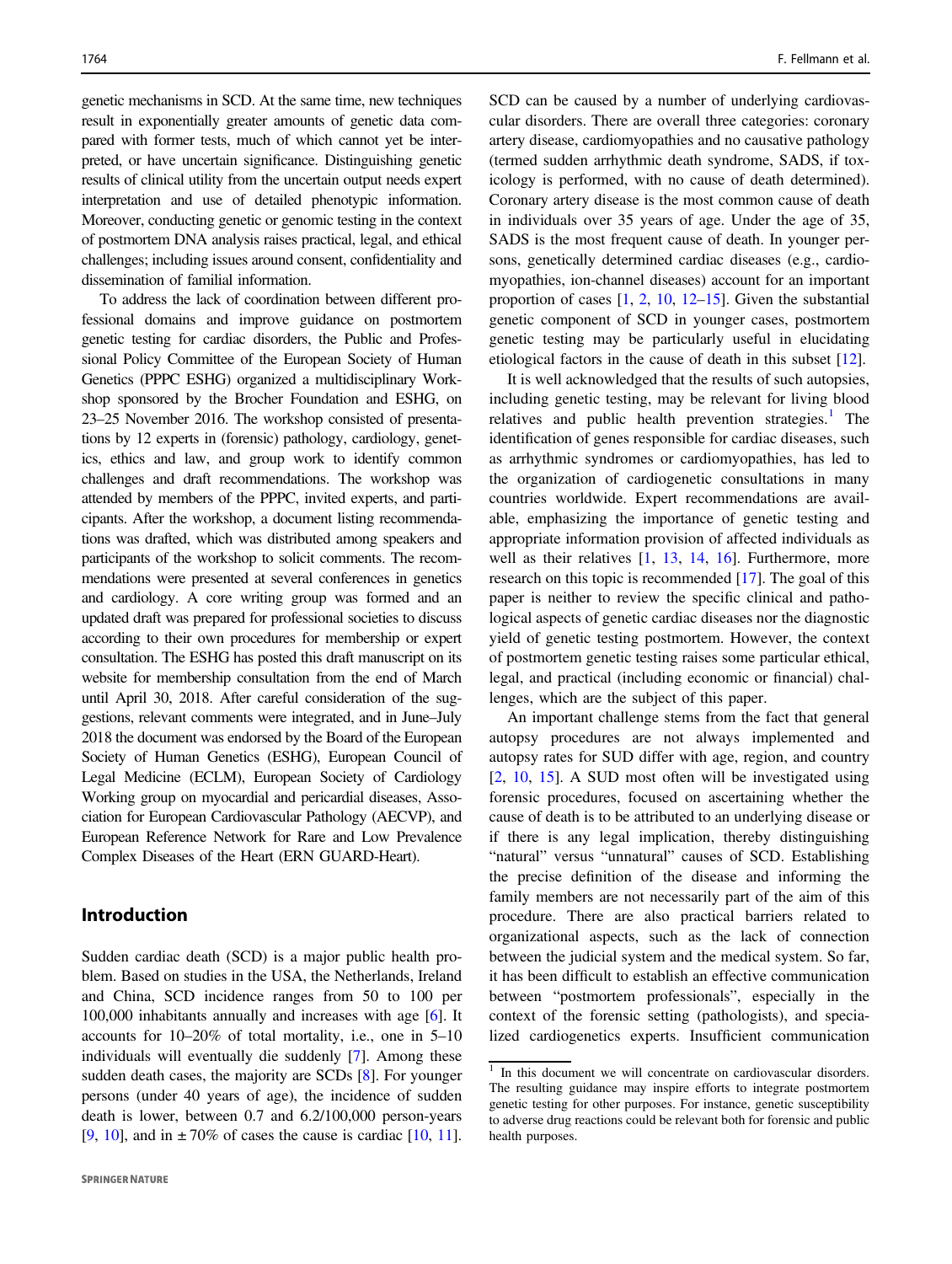genetic mechanisms in SCD. At the same time, new techniques result in exponentially greater amounts of genetic data compared with former tests, much of which cannot yet be interpreted, or have uncertain significance. Distinguishing genetic results of clinical utility from the uncertain output needs expert interpretation and use of detailed phenotypic information. Moreover, conducting genetic or genomic testing in the context of postmortem DNA analysis raises practical, legal, and ethical challenges; including issues around consent, confidentiality and dissemination of familial information.

To address the lack of coordination between different professional domains and improve guidance on postmortem genetic testing for cardiac disorders, the Public and Professional Policy Committee of the European Society of Human Genetics (PPPC ESHG) organized a multidisciplinary Workshop sponsored by the Brocher Foundation and ESHG, on 23–25 November 2016. The workshop consisted of presentations by 12 experts in (forensic) pathology, cardiology, genetics, ethics and law, and group work to identify common challenges and draft recommendations. The workshop was attended by members of the PPPC, invited experts, and participants. After the workshop, a document listing recommendations was drafted, which was distributed among speakers and participants of the workshop to solicit comments. The recommendations were presented at several conferences in genetics and cardiology. A core writing group was formed and an updated draft was prepared for professional societies to discuss according to their own procedures for membership or expert consultation. The ESHG has posted this draft manuscript on its website for membership consultation from the end of March until April 30, 2018. After careful consideration of the suggestions, relevant comments were integrated, and in June–July 2018 the document was endorsed by the Board of the European Society of Human Genetics (ESHG), European Council of Legal Medicine (ECLM), European Society of Cardiology Working group on myocardial and pericardial diseases, Association for European Cardiovascular Pathology (AECVP), and European Reference Network for Rare and Low Prevalence Complex Diseases of the Heart (ERN GUARD-Heart).

## Introduction

Sudden cardiac death (SCD) is a major public health problem. Based on studies in the USA, the Netherlands, Ireland and China, SCD incidence ranges from 50 to 100 per 100,000 inhabitants annually and increases with age [6]. It accounts for 10–20% of total mortality, i.e., one in 5–10 individuals will eventually die suddenly [7]. Among these sudden death cases, the majority are SCDs [8]. For younger persons (under 40 years of age), the incidence of sudden death is lower, between 0.7 and 6.2/100,000 person-years [9, 10], and in ± 70% of cases the cause is cardiac [10, 11]. SCD can be caused by a number of underlying cardiovascular disorders. There are overall three categories: coronary artery disease, cardiomyopathies and no causative pathology (termed sudden arrhythmic death syndrome, SADS, if toxicology is performed, with no cause of death determined). Coronary artery disease is the most common cause of death in individuals over 35 years of age. Under the age of 35, SADS is the most frequent cause of death. In younger persons, genetically determined cardiac diseases (e.g., cardiomyopathies, ion-channel diseases) account for an important proportion of cases [1, 2, 10, 12–15]. Given the substantial genetic component of SCD in younger cases, postmortem genetic testing may be particularly useful in elucidating etiological factors in the cause of death in this subset [12].

It is well acknowledged that the results of such autopsies, including genetic testing, may be relevant for living blood relatives and public health prevention strategies.[1] The identification of genes responsible for cardiac diseases, such as arrhythmic syndromes or cardiomyopathies, has led to the organization of cardiogenetic consultations in many countries worldwide. Expert recommendations are available, emphasizing the importance of genetic testing and appropriate information provision of affected individuals as well as their relatives [1, 13, 14, 16]. Furthermore, more research on this topic is recommended [17]. The goal of this paper is neither to review the specific clinical and pathological aspects of genetic cardiac diseases nor the diagnostic yield of genetic testing postmortem. However, the context of postmortem genetic testing raises some particular ethical, legal, and practical (including economic or financial) challenges, which are the subject of this paper.

An important challenge stems from the fact that general autopsy procedures are not always implemented and autopsy rates for SUD differ with age, region, and country [2, 10, 15]. A SUD most often will be investigated using forensic procedures, focused on ascertaining whether the cause of death is to be attributed to an underlying disease or if there is any legal implication, thereby distinguishing "natural" versus "unnatural" causes of SCD. Establishing the precise definition of the disease and informing the family members are not necessarily part of the aim of this procedure. There are also practical barriers related to organizational aspects, such as the lack of connection between the judicial system and the medical system. So far, it has been difficult to establish an effective communication between "postmortem professionals", especially in the context of the forensic setting (pathologists), and specialized cardiogenetics experts. Insufficient communication

[1] In this document we will concentrate on cardiovascular disorders. The resulting guidance may inspire efforts to integrate postmortem genetic testing for other purposes. For instance, genetic susceptibility to adverse drug reactions could be relevant both for forensic and public health purposes.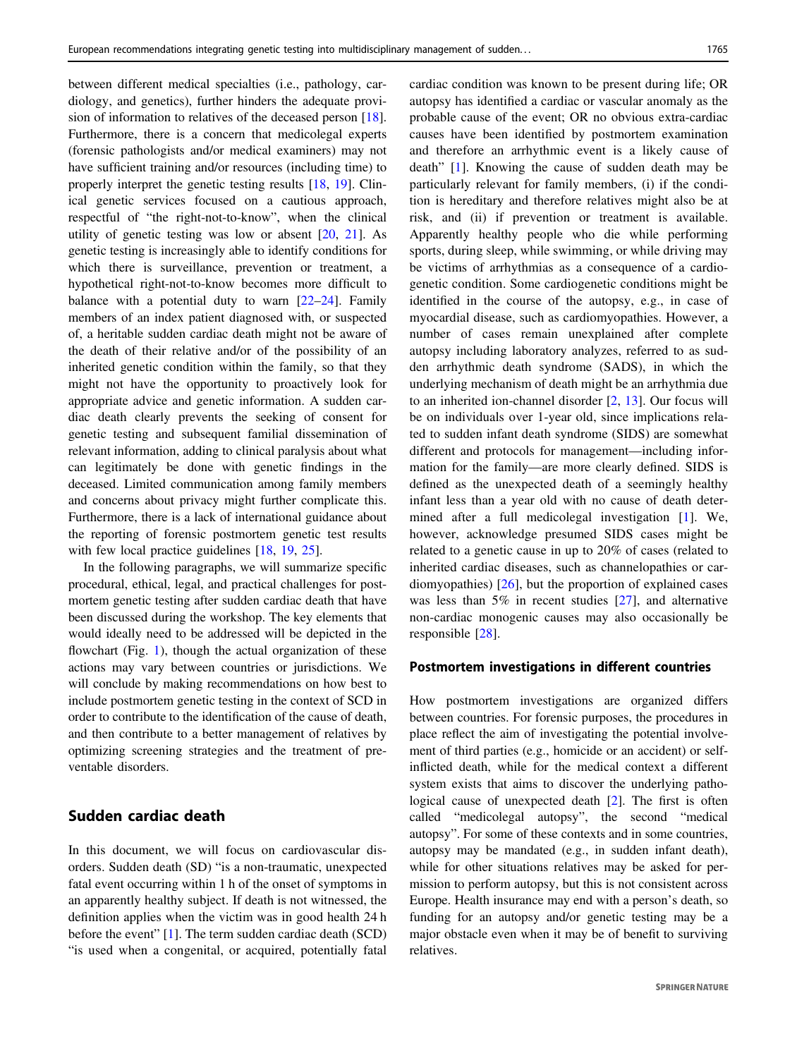between different medical specialties (i.e., pathology, cardiology, and genetics), further hinders the adequate provision of information to relatives of the deceased person [18]. Furthermore, there is a concern that medicolegal experts (forensic pathologists and/or medical examiners) may not have sufficient training and/or resources (including time) to properly interpret the genetic testing results [18, 19]. Clinical genetic services focused on a cautious approach, respectful of "the right-not-to-know", when the clinical utility of genetic testing was low or absent [20, 21]. As genetic testing is increasingly able to identify conditions for which there is surveillance, prevention or treatment, a hypothetical right-not-to-know becomes more difficult to balance with a potential duty to warn [22–24]. Family members of an index patient diagnosed with, or suspected of, a heritable sudden cardiac death might not be aware of the death of their relative and/or of the possibility of an inherited genetic condition within the family, so that they might not have the opportunity to proactively look for appropriate advice and genetic information. A sudden cardiac death clearly prevents the seeking of consent for genetic testing and subsequent familial dissemination of relevant information, adding to clinical paralysis about what can legitimately be done with genetic findings in the deceased. Limited communication among family members and concerns about privacy might further complicate this. Furthermore, there is a lack of international guidance about the reporting of forensic postmortem genetic test results with few local practice guidelines [18, 19, 25].

In the following paragraphs, we will summarize specific procedural, ethical, legal, and practical challenges for postmortem genetic testing after sudden cardiac death that have been discussed during the workshop. The key elements that would ideally need to be addressed will be depicted in the flowchart (Fig. 1), though the actual organization of these actions may vary between countries or jurisdictions. We will conclude by making recommendations on how best to include postmortem genetic testing in the context of SCD in order to contribute to the identification of the cause of death, and then contribute to a better management of relatives by optimizing screening strategies and the treatment of preventable disorders.

## Sudden cardiac death

In this document, we will focus on cardiovascular disorders. Sudden death (SD) "is a non-traumatic, unexpected fatal event occurring within 1 h of the onset of symptoms in an apparently healthy subject. If death is not witnessed, the definition applies when the victim was in good health 24 h before the event" [1]. The term sudden cardiac death (SCD) "is used when a congenital, or acquired, potentially fatal cardiac condition was known to be present during life; OR autopsy has identified a cardiac or vascular anomaly as the probable cause of the event; OR no obvious extra-cardiac causes have been identified by postmortem examination and therefore an arrhythmic event is a likely cause of death" [1]. Knowing the cause of sudden death may be particularly relevant for family members, (i) if the condition is hereditary and therefore relatives might also be at risk, and (ii) if prevention or treatment is available. Apparently healthy people who die while performing sports, during sleep, while swimming, or while driving may be victims of arrhythmias as a consequence of a cardiogenetic condition. Some cardiogenetic conditions might be identified in the course of the autopsy, e.g., in case of myocardial disease, such as cardiomyopathies. However, a number of cases remain unexplained after complete autopsy including laboratory analyzes, referred to as sudden arrhythmic death syndrome (SADS), in which the underlying mechanism of death might be an arrhythmia due to an inherited ion-channel disorder [2, 13]. Our focus will be on individuals over 1-year old, since implications related to sudden infant death syndrome (SIDS) are somewhat different and protocols for management—including information for the family—are more clearly defined. SIDS is defined as the unexpected death of a seemingly healthy infant less than a year old with no cause of death determined after a full medicolegal investigation [1]. We, however, acknowledge presumed SIDS cases might be related to a genetic cause in up to 20% of cases (related to inherited cardiac diseases, such as channelopathies or cardiomyopathies) [26], but the proportion of explained cases was less than 5% in recent studies [27], and alternative non-cardiac monogenic causes may also occasionally be responsible [28].

### Postmortem investigations in different countries

How postmortem investigations are organized differs between countries. For forensic purposes, the procedures in place reflect the aim of investigating the potential involvement of third parties (e.g., homicide or an accident) or self-inflicted death, while for the medical context a different system exists that aims to discover the underlying pathological cause of unexpected death [2]. The first is often called "medicolegal autopsy", the second "medical autopsy". For some of these contexts and in some countries, autopsy may be mandated (e.g., in sudden infant death), while for other situations relatives may be asked for permission to perform autopsy, but this is not consistent across Europe. Health insurance may end with a person's death, so funding for an autopsy and/or genetic testing may be a major obstacle even when it may be of benefit to surviving relatives.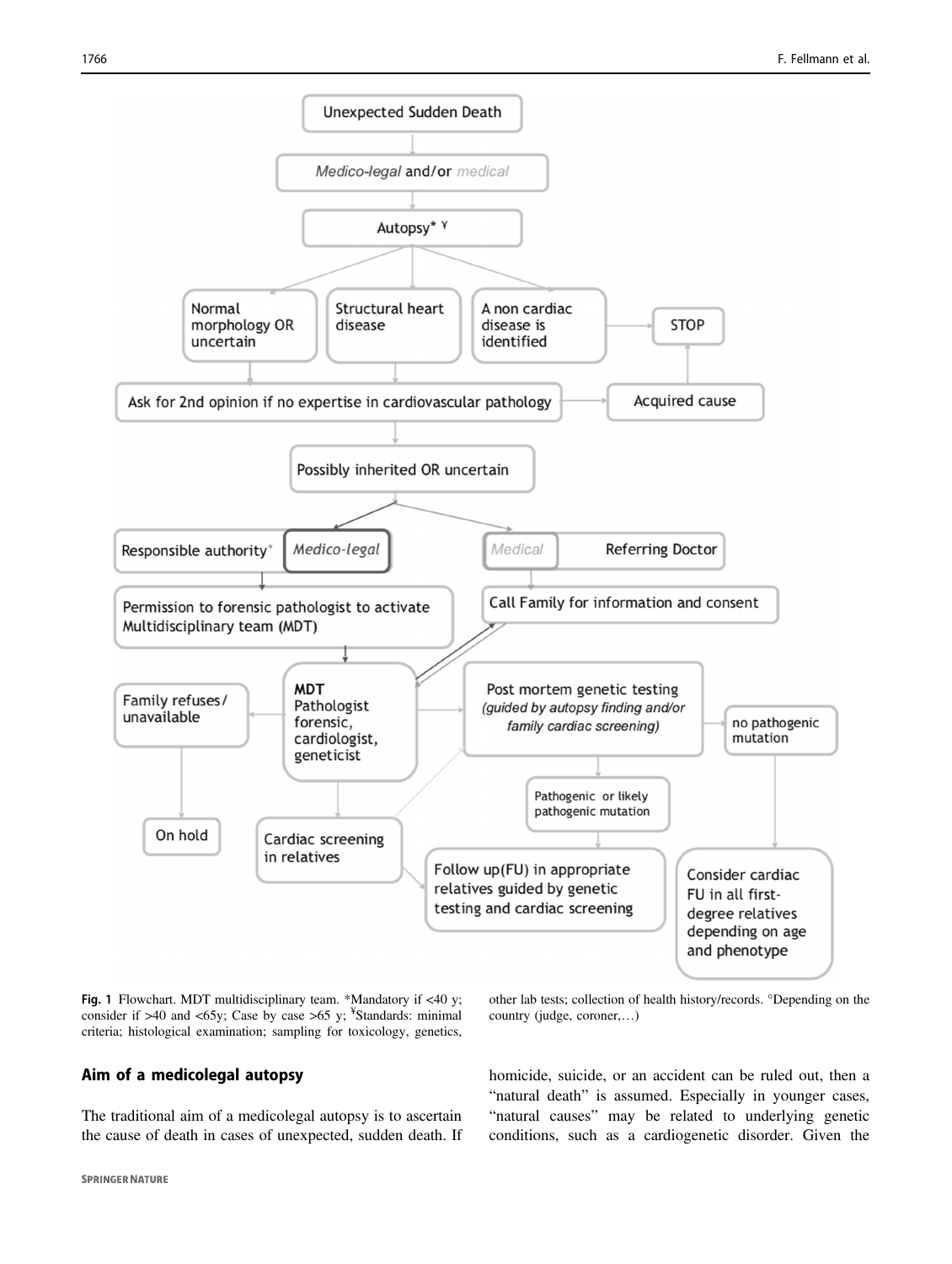Unexpected Sudden Death

*Medico-legal* and/or *medical*

Autopsy* ¥

Normal morphology OR uncertain

Structural heart disease

A non cardiac disease is identified

STOP

Ask for 2nd opinion if no expertise in cardiovascular pathology

Acquired cause

Possibly inherited OR uncertain

Responsible authority° *Medico-legal*

*Medical* Referring Doctor

Permission to forensic pathologist to activate Multidisciplinary team (MDT)

Call Family for information and consent

Family refuses/ unavailable

**MDT** Pathologist forensic, cardiologist, geneticist

Post mortem genetic testing *(guided by autopsy finding and/or family cardiac screening)*

no pathogenic mutation

Pathogenic or likely pathogenic mutation

On hold

Cardiac screening in relatives

Follow up(FU) in appropriate relatives guided by genetic testing and cardiac screening

Consider cardiac FU in all first-degree relatives depending on age and phenotype

**Fig. 1** Flowchart. MDT multidisciplinary team. *Mandatory if <40 y; consider if >40 and <65y; Case by case >65 y; ¥Standards: minimal criteria; histological examination; sampling for toxicology, genetics, other lab tests; collection of health history/records. °Depending on the country (judge, coroner,…)

## Aim of a medicolegal autopsy

The traditional aim of a medicolegal autopsy is to ascertain the cause of death in cases of unexpected, sudden death. If homicide, suicide, or an accident can be ruled out, then a "natural death" is assumed. Especially in younger cases, "natural causes" may be related to underlying genetic conditions, such as a cardiogenetic disorder. Given the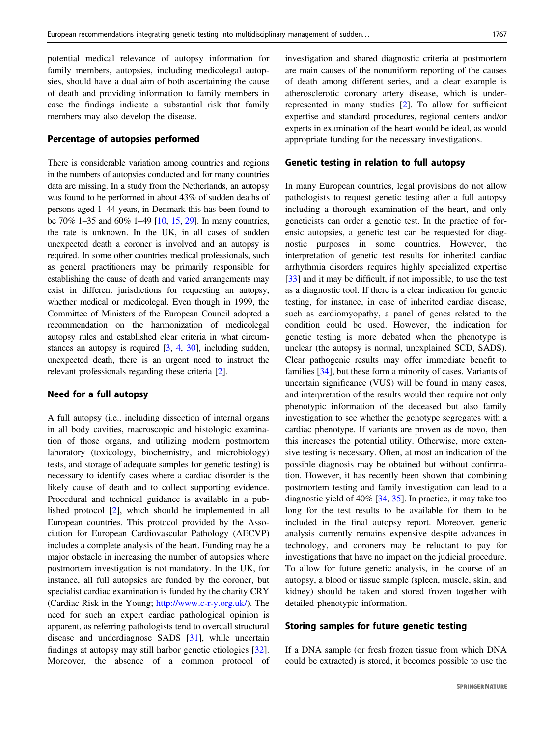potential medical relevance of autopsy information for family members, autopsies, including medicolegal autopsies, should have a dual aim of both ascertaining the cause of death and providing information to family members in case the findings indicate a substantial risk that family members may also develop the disease.

## Percentage of autopsies performed

There is considerable variation among countries and regions in the numbers of autopsies conducted and for many countries data are missing. In a study from the Netherlands, an autopsy was found to be performed in about 43% of sudden deaths of persons aged 1–44 years, in Denmark this has been found to be 70% 1–35 and 60% 1–49 [10, 15, 29]. In many countries, the rate is unknown. In the UK, in all cases of sudden unexpected death a coroner is involved and an autopsy is required. In some other countries medical professionals, such as general practitioners may be primarily responsible for establishing the cause of death and varied arrangements may exist in different jurisdictions for requesting an autopsy, whether medical or medicolegal. Even though in 1999, the Committee of Ministers of the European Council adopted a recommendation on the harmonization of medicolegal autopsy rules and established clear criteria in what circumstances an autopsy is required [3, 4, 30], including sudden, unexpected death, there is an urgent need to instruct the relevant professionals regarding these criteria [2].

## Need for a full autopsy

A full autopsy (i.e., including dissection of internal organs in all body cavities, macroscopic and histologic examination of those organs, and utilizing modern postmortem laboratory (toxicology, biochemistry, and microbiology) tests, and storage of adequate samples for genetic testing) is necessary to identify cases where a cardiac disorder is the likely cause of death and to collect supporting evidence. Procedural and technical guidance is available in a published protocol [2], which should be implemented in all European countries. This protocol provided by the Association for European Cardiovascular Pathology (AECVP) includes a complete analysis of the heart. Funding may be a major obstacle in increasing the number of autopsies where postmortem investigation is not mandatory. In the UK, for instance, all full autopsies are funded by the coroner, but specialist cardiac examination is funded by the charity CRY (Cardiac Risk in the Young; http://www.c-r-y.org.uk/). The need for such an expert cardiac pathological opinion is apparent, as referring pathologists tend to overcall structural disease and underdiagnose SADS [31], while uncertain findings at autopsy may still harbor genetic etiologies [32]. Moreover, the absence of a common protocol of investigation and shared diagnostic criteria at postmortem are main causes of the nonuniform reporting of the causes of death among different series, and a clear example is atherosclerotic coronary artery disease, which is underrepresented in many studies [2]. To allow for sufficient expertise and standard procedures, regional centers and/or experts in examination of the heart would be ideal, as would appropriate funding for the necessary investigations.

## Genetic testing in relation to full autopsy

In many European countries, legal provisions do not allow pathologists to request genetic testing after a full autopsy including a thorough examination of the heart, and only geneticists can order a genetic test. In the practice of forensic autopsies, a genetic test can be requested for diagnostic purposes in some countries. However, the interpretation of genetic test results for inherited cardiac arrhythmia disorders requires highly specialized expertise [33] and it may be difficult, if not impossible, to use the test as a diagnostic tool. If there is a clear indication for genetic testing, for instance, in case of inherited cardiac disease, such as cardiomyopathy, a panel of genes related to the condition could be used. However, the indication for genetic testing is more debated when the phenotype is unclear (the autopsy is normal, unexplained SCD, SADS). Clear pathogenic results may offer immediate benefit to families [34], but these form a minority of cases. Variants of uncertain significance (VUS) will be found in many cases, and interpretation of the results would then require not only phenotypic information of the deceased but also family investigation to see whether the genotype segregates with a cardiac phenotype. If variants are proven as de novo, then this increases the potential utility. Otherwise, more extensive testing is necessary. Often, at most an indication of the possible diagnosis may be obtained but without confirmation. However, it has recently been shown that combining postmortem testing and family investigation can lead to a diagnostic yield of 40% [34, 35]. In practice, it may take too long for the test results to be available for them to be included in the final autopsy report. Moreover, genetic analysis currently remains expensive despite advances in technology, and coroners may be reluctant to pay for investigations that have no impact on the judicial procedure. To allow for future genetic analysis, in the course of an autopsy, a blood or tissue sample (spleen, muscle, skin, and kidney) should be taken and stored frozen together with detailed phenotypic information.

## Storing samples for future genetic testing

If a DNA sample (or fresh frozen tissue from which DNA could be extracted) is stored, it becomes possible to use the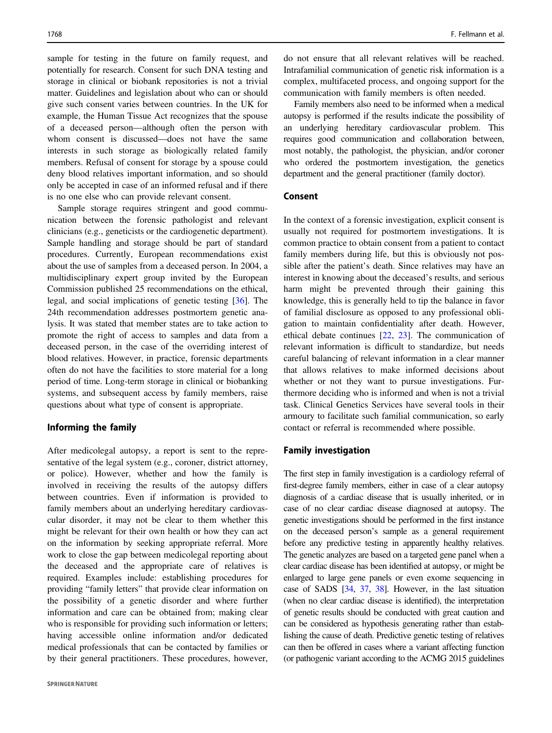sample for testing in the future on family request, and potentially for research. Consent for such DNA testing and storage in clinical or biobank repositories is not a trivial matter. Guidelines and legislation about who can or should give such consent varies between countries. In the UK for example, the Human Tissue Act recognizes that the spouse of a deceased person—although often the person with whom consent is discussed—does not have the same interests in such storage as biologically related family members. Refusal of consent for storage by a spouse could deny blood relatives important information, and so should only be accepted in case of an informed refusal and if there is no one else who can provide relevant consent.

Sample storage requires stringent and good communication between the forensic pathologist and relevant clinicians (e.g., geneticists or the cardiogenetic department). Sample handling and storage should be part of standard procedures. Currently, European recommendations exist about the use of samples from a deceased person. In 2004, a multidisciplinary expert group invited by the European Commission published 25 recommendations on the ethical, legal, and social implications of genetic testing [36]. The 24th recommendation addresses postmortem genetic analysis. It was stated that member states are to take action to promote the right of access to samples and data from a deceased person, in the case of the overriding interest of blood relatives. However, in practice, forensic departments often do not have the facilities to store material for a long period of time. Long-term storage in clinical or biobanking systems, and subsequent access by family members, raise questions about what type of consent is appropriate.

## Informing the family

After medicolegal autopsy, a report is sent to the representative of the legal system (e.g., coroner, district attorney, or police). However, whether and how the family is involved in receiving the results of the autopsy differs between countries. Even if information is provided to family members about an underlying hereditary cardiovascular disorder, it may not be clear to them whether this might be relevant for their own health or how they can act on the information by seeking appropriate referral. More work to close the gap between medicolegal reporting about the deceased and the appropriate care of relatives is required. Examples include: establishing procedures for providing "family letters" that provide clear information on the possibility of a genetic disorder and where further information and care can be obtained from; making clear who is responsible for providing such information or letters; having accessible online information and/or dedicated medical professionals that can be contacted by families or by their general practitioners. These procedures, however, do not ensure that all relevant relatives will be reached. Intrafamilial communication of genetic risk information is a complex, multifaceted process, and ongoing support for the communication with family members is often needed.

Family members also need to be informed when a medical autopsy is performed if the results indicate the possibility of an underlying hereditary cardiovascular problem. This requires good communication and collaboration between, most notably, the pathologist, the physician, and/or coroner who ordered the postmortem investigation, the genetics department and the general practitioner (family doctor).

## Consent

In the context of a forensic investigation, explicit consent is usually not required for postmortem investigations. It is common practice to obtain consent from a patient to contact family members during life, but this is obviously not possible after the patient's death. Since relatives may have an interest in knowing about the deceased's results, and serious harm might be prevented through their gaining this knowledge, this is generally held to tip the balance in favor of familial disclosure as opposed to any professional obligation to maintain confidentiality after death. However, ethical debate continues [22, 23]. The communication of relevant information is difficult to standardize, but needs careful balancing of relevant information in a clear manner that allows relatives to make informed decisions about whether or not they want to pursue investigations. Furthermore deciding who is informed and when is not a trivial task. Clinical Genetics Services have several tools in their armoury to facilitate such familial communication, so early contact or referral is recommended where possible.

## Family investigation

The first step in family investigation is a cardiology referral of first-degree family members, either in case of a clear autopsy diagnosis of a cardiac disease that is usually inherited, or in case of no clear cardiac disease diagnosed at autopsy. The genetic investigations should be performed in the first instance on the deceased person's sample as a general requirement before any predictive testing in apparently healthy relatives. The genetic analyzes are based on a targeted gene panel when a clear cardiac disease has been identified at autopsy, or might be enlarged to large gene panels or even exome sequencing in case of SADS [34, 37, 38]. However, in the last situation (when no clear cardiac disease is identified), the interpretation of genetic results should be conducted with great caution and can be considered as hypothesis generating rather than establishing the cause of death. Predictive genetic testing of relatives can then be offered in cases where a variant affecting function (or pathogenic variant according to the ACMG 2015 guidelines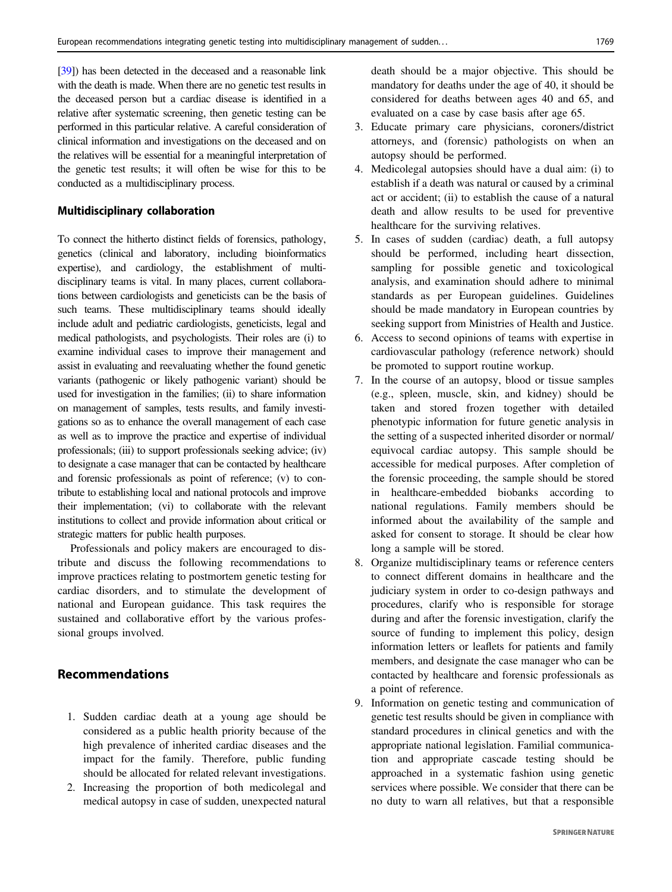[39]) has been detected in the deceased and a reasonable link with the death is made. When there are no genetic test results in the deceased person but a cardiac disease is identified in a relative after systematic screening, then genetic testing can be performed in this particular relative. A careful consideration of clinical information and investigations on the deceased and on the relatives will be essential for a meaningful interpretation of the genetic test results; it will often be wise for this to be conducted as a multidisciplinary process.

### Multidisciplinary collaboration

To connect the hitherto distinct fields of forensics, pathology, genetics (clinical and laboratory, including bioinformatics expertise), and cardiology, the establishment of multidisciplinary teams is vital. In many places, current collaborations between cardiologists and geneticists can be the basis of such teams. These multidisciplinary teams should ideally include adult and pediatric cardiologists, geneticists, legal and medical pathologists, and psychologists. Their roles are (i) to examine individual cases to improve their management and assist in evaluating and reevaluating whether the found genetic variants (pathogenic or likely pathogenic variant) should be used for investigation in the families; (ii) to share information on management of samples, tests results, and family investigations so as to enhance the overall management of each case as well as to improve the practice and expertise of individual professionals; (iii) to support professionals seeking advice; (iv) to designate a case manager that can be contacted by healthcare and forensic professionals as point of reference; (v) to contribute to establishing local and national protocols and improve their implementation; (vi) to collaborate with the relevant institutions to collect and provide information about critical or strategic matters for public health purposes.

Professionals and policy makers are encouraged to distribute and discuss the following recommendations to improve practices relating to postmortem genetic testing for cardiac disorders, and to stimulate the development of national and European guidance. This task requires the sustained and collaborative effort by the various professional groups involved.

## Recommendations

1. Sudden cardiac death at a young age should be considered as a public health priority because of the high prevalence of inherited cardiac diseases and the impact for the family. Therefore, public funding should be allocated for related relevant investigations.
2. Increasing the proportion of both medicolegal and medical autopsy in case of sudden, unexpected natural death should be a major objective. This should be mandatory for deaths under the age of 40, it should be considered for deaths between ages 40 and 65, and evaluated on a case by case basis after age 65.
3. Educate primary care physicians, coroners/district attorneys, and (forensic) pathologists on when an autopsy should be performed.
4. Medicolegal autopsies should have a dual aim: (i) to establish if a death was natural or caused by a criminal act or accident; (ii) to establish the cause of a natural death and allow results to be used for preventive healthcare for the surviving relatives.
5. In cases of sudden (cardiac) death, a full autopsy should be performed, including heart dissection, sampling for possible genetic and toxicological analysis, and examination should adhere to minimal standards as per European guidelines. Guidelines should be made mandatory in European countries by seeking support from Ministries of Health and Justice.
6. Access to second opinions of teams with expertise in cardiovascular pathology (reference network) should be promoted to support routine workup.
7. In the course of an autopsy, blood or tissue samples (e.g., spleen, muscle, skin, and kidney) should be taken and stored frozen together with detailed phenotypic information for future genetic analysis in the setting of a suspected inherited disorder or normal/equivocal cardiac autopsy. This sample should be accessible for medical purposes. After completion of the forensic proceeding, the sample should be stored in healthcare-embedded biobanks according to national regulations. Family members should be informed about the availability of the sample and asked for consent to storage. It should be clear how long a sample will be stored.
8. Organize multidisciplinary teams or reference centers to connect different domains in healthcare and the judiciary system in order to co-design pathways and procedures, clarify who is responsible for storage during and after the forensic investigation, clarify the source of funding to implement this policy, design information letters or leaflets for patients and family members, and designate the case manager who can be contacted by healthcare and forensic professionals as a point of reference.
9. Information on genetic testing and communication of genetic test results should be given in compliance with standard procedures in clinical genetics and with the appropriate national legislation. Familial communication and appropriate cascade testing should be approached in a systematic fashion using genetic services where possible. We consider that there can be no duty to warn all relatives, but that a responsible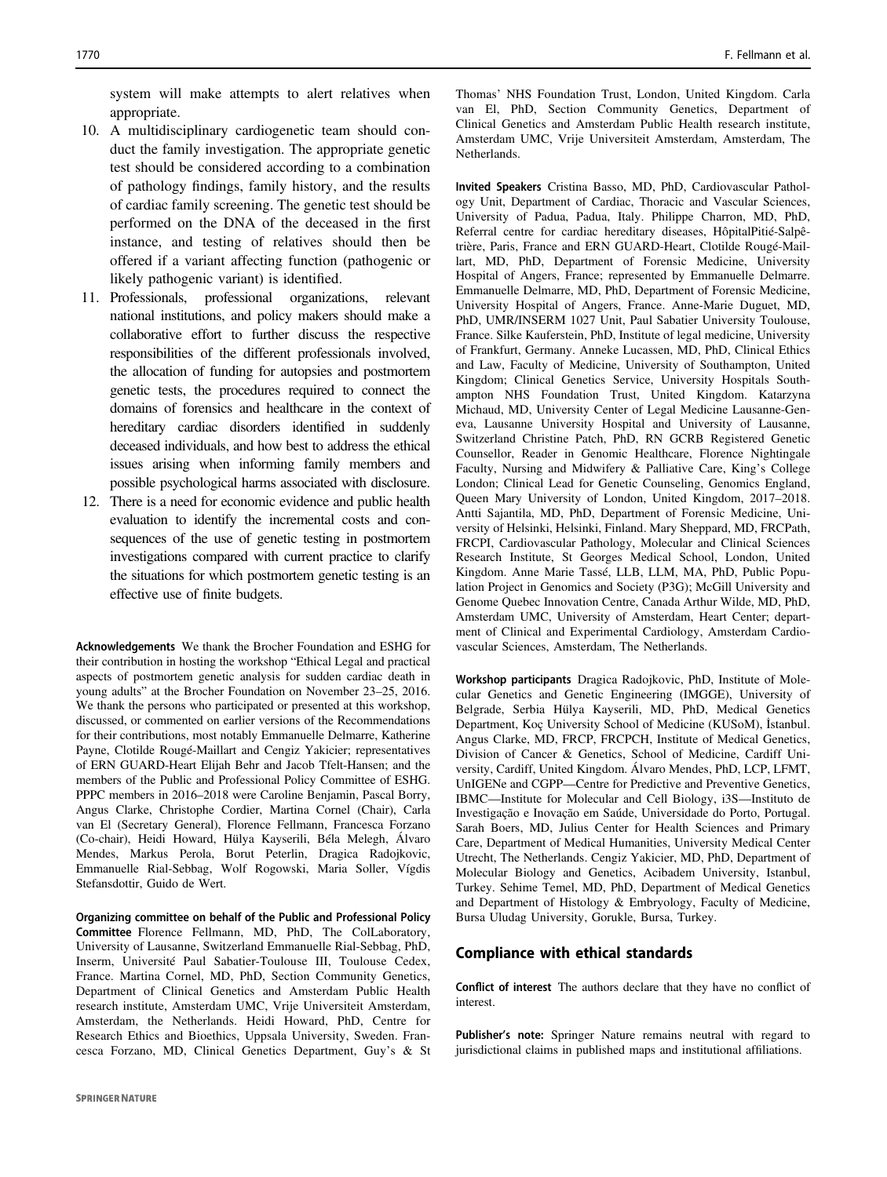system will make attempts to alert relatives when appropriate.

10. A multidisciplinary cardiogenetic team should conduct the family investigation. The appropriate genetic test should be considered according to a combination of pathology findings, family history, and the results of cardiac family screening. The genetic test should be performed on the DNA of the deceased in the first instance, and testing of relatives should then be offered if a variant affecting function (pathogenic or likely pathogenic variant) is identified.
11. Professionals, professional organizations, relevant national institutions, and policy makers should make a collaborative effort to further discuss the respective responsibilities of the different professionals involved, the allocation of funding for autopsies and postmortem genetic tests, the procedures required to connect the domains of forensics and healthcare in the context of hereditary cardiac disorders identified in suddenly deceased individuals, and how best to address the ethical issues arising when informing family members and possible psychological harms associated with disclosure.
12. There is a need for economic evidence and public health evaluation to identify the incremental costs and consequences of the use of genetic testing in postmortem investigations compared with current practice to clarify the situations for which postmortem genetic testing is an effective use of finite budgets.

**Acknowledgements** We thank the Brocher Foundation and ESHG for their contribution in hosting the workshop "Ethical Legal and practical aspects of postmortem genetic analysis for sudden cardiac death in young adults" at the Brocher Foundation on November 23–25, 2016. We thank the persons who participated or presented at this workshop, discussed, or commented on earlier versions of the Recommendations for their contributions, most notably Emmanuelle Delmarre, Katherine Payne, Clotilde Rougé-Maillart and Cengiz Yakicier; representatives of ERN GUARD-Heart Elijah Behr and Jacob Tfelt-Hansen; and the members of the Public and Professional Policy Committee of ESHG. PPPC members in 2016–2018 were Caroline Benjamin, Pascal Borry, Angus Clarke, Christophe Cordier, Martina Cornel (Chair), Carla van El (Secretary General), Florence Fellmann, Francesca Forzano (Co-chair), Heidi Howard, Hülya Kayserili, Béla Melegh, Álvaro Mendes, Markus Perola, Borut Peterlin, Dragica Radojkovic, Emmanuelle Rial-Sebbag, Wolf Rogowski, Maria Soller, Vígdis Stefansdottir, Guido de Wert.

**Organizing committee on behalf of the Public and Professional Policy Committee** Florence Fellmann, MD, PhD, The ColLaboratory, University of Lausanne, Switzerland Emmanuelle Rial-Sebbag, PhD, Inserm, Université Paul Sabatier-Toulouse III, Toulouse Cedex, France. Martina Cornel, MD, PhD, Section Community Genetics, Department of Clinical Genetics and Amsterdam Public Health research institute, Amsterdam UMC, Vrije Universiteit Amsterdam, Amsterdam, the Netherlands. Heidi Howard, PhD, Centre for Research Ethics and Bioethics, Uppsala University, Sweden. Francesca Forzano, MD, Clinical Genetics Department, Guy's & St Thomas' NHS Foundation Trust, London, United Kingdom. Carla van El, PhD, Section Community Genetics, Department of Clinical Genetics and Amsterdam Public Health research institute, Amsterdam UMC, Vrije Universiteit Amsterdam, Amsterdam, The Netherlands.

**Invited Speakers** Cristina Basso, MD, PhD, Cardiovascular Pathology Unit, Department of Cardiac, Thoracic and Vascular Sciences, University of Padua, Padua, Italy. Philippe Charron, MD, PhD, Referral centre for cardiac hereditary diseases, HôpitalPitié-Salpêtrière, Paris, France and ERN GUARD-Heart, Clotilde Rougé-Maillart, MD, PhD, Department of Forensic Medicine, University Hospital of Angers, France; represented by Emmanuelle Delmarre. Emmanuelle Delmarre, MD, PhD, Department of Forensic Medicine, University Hospital of Angers, France. Anne-Marie Duguet, MD, PhD, UMR/INSERM 1027 Unit, Paul Sabatier University Toulouse, France. Silke Kauferstein, PhD, Institute of legal medicine, University of Frankfurt, Germany. Anneke Lucassen, MD, PhD, Clinical Ethics and Law, Faculty of Medicine, University of Southampton, United Kingdom; Clinical Genetics Service, University Hospitals Southampton NHS Foundation Trust, United Kingdom. Katarzyna Michaud, MD, University Center of Legal Medicine Lausanne-Geneva, Lausanne University Hospital and University of Lausanne, Switzerland Christine Patch, PhD, RN GCRB Registered Genetic Counsellor, Reader in Genomic Healthcare, Florence Nightingale Faculty, Nursing and Midwifery & Palliative Care, King's College London; Clinical Lead for Genetic Counseling, Genomics England, Queen Mary University of London, United Kingdom, 2017–2018. Antti Sajantila, MD, PhD, Department of Forensic Medicine, University of Helsinki, Helsinki, Finland. Mary Sheppard, MD, FRCPath, FRCPI, Cardiovascular Pathology, Molecular and Clinical Sciences Research Institute, St Georges Medical School, London, United Kingdom. Anne Marie Tassé, LLB, LLM, MA, PhD, Public Population Project in Genomics and Society (P3G); McGill University and Genome Quebec Innovation Centre, Canada Arthur Wilde, MD, PhD, Amsterdam UMC, University of Amsterdam, Heart Center; department of Clinical and Experimental Cardiology, Amsterdam Cardiovascular Sciences, Amsterdam, The Netherlands.

**Workshop participants** Dragica Radojkovic, PhD, Institute of Molecular Genetics and Genetic Engineering (IMGGE), University of Belgrade, Serbia Hülya Kayserili, MD, PhD, Medical Genetics Department, Koç University School of Medicine (KUSoM), İstanbul. Angus Clarke, MD, FRCP, FRCPCH, Institute of Medical Genetics, Division of Cancer & Genetics, School of Medicine, Cardiff University, Cardiff, United Kingdom. Álvaro Mendes, PhD, LCP, LFMT, UnIGENe and CGPP—Centre for Predictive and Preventive Genetics, IBMC—Institute for Molecular and Cell Biology, i3S—Instituto de Investigação e Inovação em Saúde, Universidade do Porto, Portugal. Sarah Boers, MD, Julius Center for Health Sciences and Primary Care, Department of Medical Humanities, University Medical Center Utrecht, The Netherlands. Cengiz Yakicier, MD, PhD, Department of Molecular Biology and Genetics, Acibadem University, Istanbul, Turkey. Sehime Temel, MD, PhD, Department of Medical Genetics and Department of Histology & Embryology, Faculty of Medicine, Bursa Uludag University, Gorukle, Bursa, Turkey.

## Compliance with ethical standards

**Conflict of interest** The authors declare that they have no conflict of interest.

**Publisher's note:** Springer Nature remains neutral with regard to jurisdictional claims in published maps and institutional affiliations.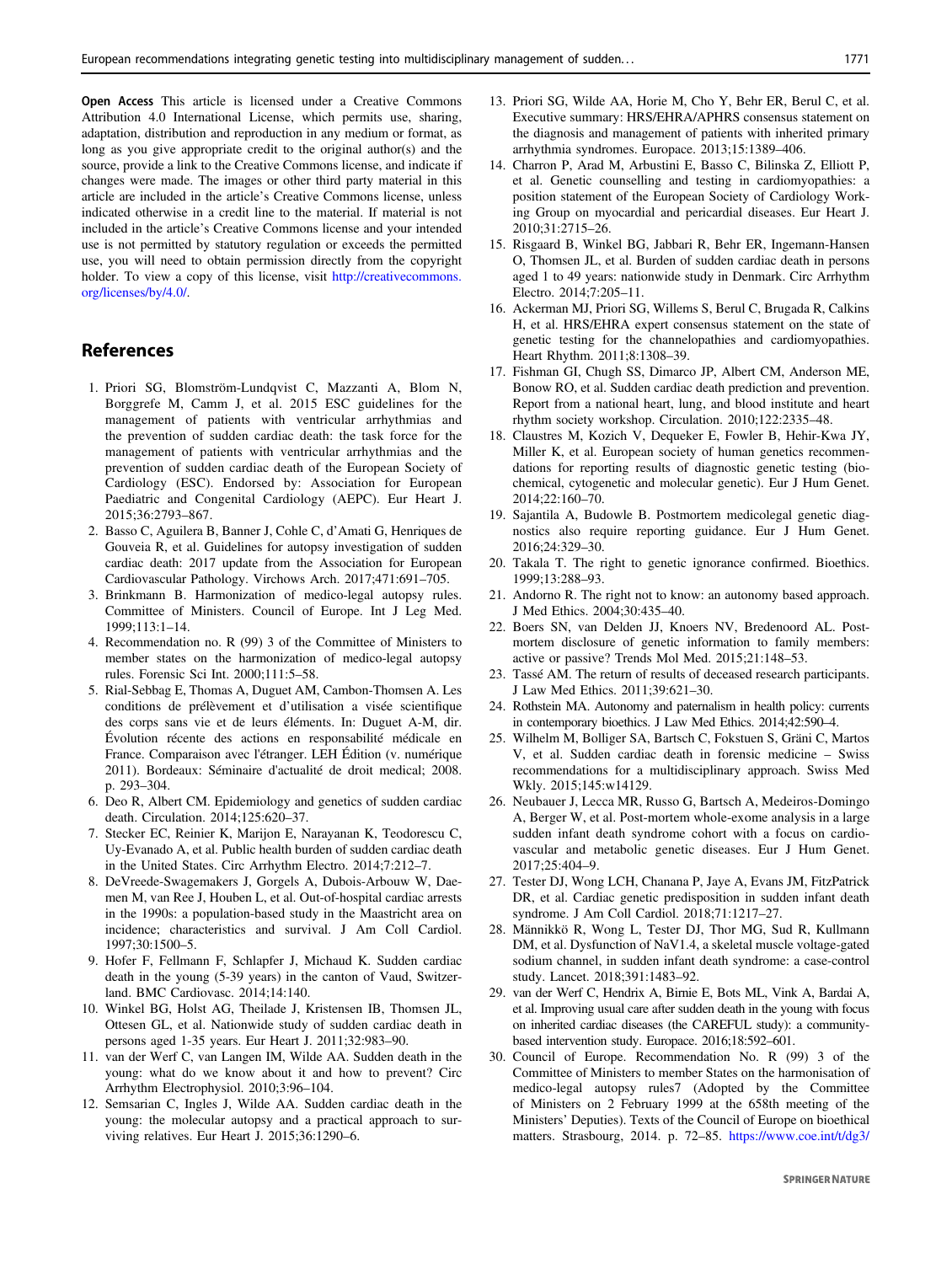**Open Access** This article is licensed under a Creative Commons Attribution 4.0 International License, which permits use, sharing, adaptation, distribution and reproduction in any medium or format, as long as you give appropriate credit to the original author(s) and the source, provide a link to the Creative Commons license, and indicate if changes were made. The images or other third party material in this article are included in the article's Creative Commons license, unless indicated otherwise in a credit line to the material. If material is not included in the article's Creative Commons license and your intended use is not permitted by statutory regulation or exceeds the permitted use, you will need to obtain permission directly from the copyright holder. To view a copy of this license, visit http://creativecommons.org/licenses/by/4.0/.

## References

1. Priori SG, Blomström-Lundqvist C, Mazzanti A, Blom N, Borggrefe M, Camm J, et al. 2015 ESC guidelines for the management of patients with ventricular arrhythmias and the prevention of sudden cardiac death: the task force for the management of patients with ventricular arrhythmias and the prevention of sudden cardiac death of the European Society of Cardiology (ESC). Endorsed by: Association for European Paediatric and Congenital Cardiology (AEPC). Eur Heart J. 2015;36:2793–867.
2. Basso C, Aguilera B, Banner J, Cohle C, d'Amati G, Henriques de Gouveia R, et al. Guidelines for autopsy investigation of sudden cardiac death: 2017 update from the Association for European Cardiovascular Pathology. Virchows Arch. 2017;471:691–705.
3. Brinkmann B. Harmonization of medico-legal autopsy rules. Committee of Ministers. Council of Europe. Int J Leg Med. 1999;113:1–14.
4. Recommendation no. R (99) 3 of the Committee of Ministers to member states on the harmonization of medico-legal autopsy rules. Forensic Sci Int. 2000;111:5–58.
5. Rial-Sebbag E, Thomas A, Duguet AM, Cambon-Thomsen A. Les conditions de prélèvement et d'utilisation a visée scientifique des corps sans vie et de leurs éléments. In: Duguet A-M, dir. Évolution récente des actions en responsabilité médicale en France. Comparaison avec l'étranger. LEH Édition (v. numérique 2011). Bordeaux: Séminaire d'actualité de droit medical; 2008. p. 293–304.
6. Deo R, Albert CM. Epidemiology and genetics of sudden cardiac death. Circulation. 2014;125:620–37.
7. Stecker EC, Reinier K, Marijon E, Narayanan K, Teodorescu C, Uy-Evanado A, et al. Public health burden of sudden cardiac death in the United States. Circ Arrhythm Electro. 2014;7:212–7.
8. DeVreede-Swagemakers J, Gorgels A, Dubois-Arbouw W, Daemen M, van Ree J, Houben L, et al. Out-of-hospital cardiac arrests in the 1990s: a population-based study in the Maastricht area on incidence; characteristics and survival. J Am Coll Cardiol. 1997;30:1500–5.
9. Hofer F, Fellmann F, Schlapfer J, Michaud K. Sudden cardiac death in the young (5-39 years) in the canton of Vaud, Switzerland. BMC Cardiovasc. 2014;14:140.
10. Winkel BG, Holst AG, Theilade J, Kristensen IB, Thomsen JL, Ottesen GL, et al. Nationwide study of sudden cardiac death in persons aged 1-35 years. Eur Heart J. 2011;32:983–90.
11. van der Werf C, van Langen IM, Wilde AA. Sudden death in the young: what do we know about it and how to prevent? Circ Arrhythm Electrophysiol. 2010;3:96–104.
12. Semsarian C, Ingles J, Wilde AA. Sudden cardiac death in the young: the molecular autopsy and a practical approach to surviving relatives. Eur Heart J. 2015;36:1290–6.
13. Priori SG, Wilde AA, Horie M, Cho Y, Behr ER, Berul C, et al. Executive summary: HRS/EHRA/APHRS consensus statement on the diagnosis and management of patients with inherited primary arrhythmia syndromes. Europace. 2013;15:1389–406.
14. Charron P, Arad M, Arbustini E, Basso C, Bilinska Z, Elliott P, et al. Genetic counselling and testing in cardiomyopathies: a position statement of the European Society of Cardiology Working Group on myocardial and pericardial diseases. Eur Heart J. 2010;31:2715–26.
15. Risgaard B, Winkel BG, Jabbari R, Behr ER, Ingemann-Hansen O, Thomsen JL, et al. Burden of sudden cardiac death in persons aged 1 to 49 years: nationwide study in Denmark. Circ Arrhythm Electro. 2014;7:205–11.
16. Ackerman MJ, Priori SG, Willems S, Berul C, Brugada R, Calkins H, et al. HRS/EHRA expert consensus statement on the state of genetic testing for the channelopathies and cardiomyopathies. Heart Rhythm. 2011;8:1308–39.
17. Fishman GI, Chugh SS, Dimarco JP, Albert CM, Anderson ME, Bonow RO, et al. Sudden cardiac death prediction and prevention. Report from a national heart, lung, and blood institute and heart rhythm society workshop. Circulation. 2010;122:2335–48.
18. Claustres M, Kozich V, Dequeker E, Fowler B, Hehir-Kwa JY, Miller K, et al. European society of human genetics recommendations for reporting results of diagnostic genetic testing (biochemical, cytogenetic and molecular genetic). Eur J Hum Genet. 2014;22:160–70.
19. Sajantila A, Budowle B. Postmortem medicolegal genetic diagnostics also require reporting guidance. Eur J Hum Genet. 2016;24:329–30.
20. Takala T. The right to genetic ignorance confirmed. Bioethics. 1999;13:288–93.
21. Andorno R. The right not to know: an autonomy based approach. J Med Ethics. 2004;30:435–40.
22. Boers SN, van Delden JJ, Knoers NV, Bredenoord AL. Postmortem disclosure of genetic information to family members: active or passive? Trends Mol Med. 2015;21:148–53.
23. Tassé AM. The return of results of deceased research participants. J Law Med Ethics. 2011;39:621–30.
24. Rothstein MA. Autonomy and paternalism in health policy: currents in contemporary bioethics. J Law Med Ethics. 2014;42:590–4.
25. Wilhelm M, Bolliger SA, Bartsch C, Fokstuen S, Gräni C, Martos V, et al. Sudden cardiac death in forensic medicine – Swiss recommendations for a multidisciplinary approach. Swiss Med Wkly. 2015;145:w14129.
26. Neubauer J, Lecca MR, Russo G, Bartsch A, Medeiros-Domingo A, Berger W, et al. Post-mortem whole-exome analysis in a large sudden infant death syndrome cohort with a focus on cardiovascular and metabolic genetic diseases. Eur J Hum Genet. 2017;25:404–9.
27. Tester DJ, Wong LCH, Chanana P, Jaye A, Evans JM, FitzPatrick DR, et al. Cardiac genetic predisposition in sudden infant death syndrome. J Am Coll Cardiol. 2018;71:1217–27.
28. Männikkö R, Wong L, Tester DJ, Thor MG, Sud R, Kullmann DM, et al. Dysfunction of NaV1.4, a skeletal muscle voltage-gated sodium channel, in sudden infant death syndrome: a case-control study. Lancet. 2018;391:1483–92.
29. van der Werf C, Hendrix A, Birnie E, Bots ML, Vink A, Bardai A, et al. Improving usual care after sudden death in the young with focus on inherited cardiac diseases (the CAREFUL study): a community-based intervention study. Europace. 2016;18:592–601.
30. Council of Europe. Recommendation No. R (99) 3 of the Committee of Ministers to member States on the harmonisation of medico-legal autopsy rules7 (Adopted by the Committee of Ministers on 2 February 1999 at the 658th meeting of the Ministers' Deputies). Texts of the Council of Europe on bioethical matters. Strasbourg, 2014. p. 72–85. https://www.coe.int/t/dg3/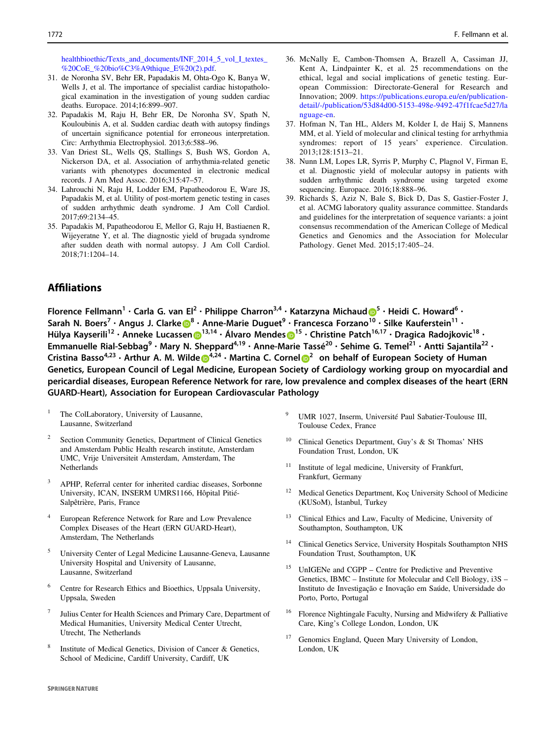healthbioethic/Texts_and_documents/INF_2014_5_vol_I_textes_%20CoE_%20bio%C3%A9thique_E%20(2).pdf.

31. de Noronha SV, Behr ER, Papadakis M, Ohta-Ogo K, Banya W, Wells J, et al. The importance of specialist cardiac histopathological examination in the investigation of young sudden cardiac deaths. Europace. 2014;16:899–907.
32. Papadakis M, Raju H, Behr ER, De Noronha SV, Spath N, Kouloubinis A, et al. Sudden cardiac death with autopsy findings of uncertain significance potential for erroneous interpretation. Circ: Arrhythmia Electrophysiol. 2013;6:588–96.
33. Van Driest SL, Wells QS, Stallings S, Bush WS, Gordon A, Nickerson DA, et al. Association of arrhythmia-related genetic variants with phenotypes documented in electronic medical records. J Am Med Assoc. 2016;315:47–57.
34. Lahrouchi N, Raju H, Lodder EM, Papatheodorou E, Ware JS, Papadakis M, et al. Utility of post-mortem genetic testing in cases of sudden arrhythmic death syndrome. J Am Coll Cardiol. 2017;69:2134–45.
35. Papadakis M, Papatheodorou E, Mellor G, Raju H, Bastiaenen R, Wijeyeratne Y, et al. The diagnostic yield of brugada syndrome after sudden death with normal autopsy. J Am Coll Cardiol. 2018;71:1204–14.
36. McNally E, Cambon-Thomsen A, Brazell A, Cassiman JJ, Kent A, Lindpainter K, et al. 25 recommendations on the ethical, legal and social implications of genetic testing. European Commission: Directorate-General for Research and Innovation; 2009. https://publications.europa.eu/en/publication-detail/-/publication/53d84d00-5153-498e-9492-47f1fcae5d27/language-en.
37. Hofman N, Tan HL, Alders M, Kolder I, de Haij S, Mannens MM, et al. Yield of molecular and clinical testing for arrhythmia syndromes: report of 15 years' experience. Circulation. 2013;128:1513–21.
38. Nunn LM, Lopes LR, Syrris P, Murphy C, Plagnol V, Firman E, et al. Diagnostic yield of molecular autopsy in patients with sudden arrhythmic death syndrome using targeted exome sequencing. Europace. 2016;18:888–96.
39. Richards S, Aziz N, Bale S, Bick D, Das S, Gastier-Foster J, et al. ACMG laboratory quality assurance committee. Standards and guidelines for the interpretation of sequence variants: a joint consensus recommendation of the American College of Medical Genetics and Genomics and the Association for Molecular Pathology. Genet Med. 2015;17:405–24.

## Affiliations

**Florence Fellmann[1] · Carla G. van El[2] · Philippe Charron[3,4] · Katarzyna Michaud[5] · Heidi C. Howard[6] · Sarah N. Boers[7] · Angus J. Clarke[8] · Anne-Marie Duguet[9] · Francesca Forzano[10] · Silke Kauferstein[11] · Hülya Kayserili[12] · Anneke Lucassen[13,14] · Álvaro Mendes[15] · Christine Patch[16,17] · Dragica Radojkovic[18] · Emmanuelle Rial-Sebbag[9] · Mary N. Sheppard[4,19] · Anne-Marie Tassé[20] · Sehime G. Temel[21] · Antti Sajantila[22] · Cristina Basso[4,23] · Arthur A. M. Wilde[4,24] · Martina C. Cornel[2] on behalf of European Society of Human Genetics, European Council of Legal Medicine, European Society of Cardiology working group on myocardial and pericardial diseases, European Reference Network for rare, low prevalence and complex diseases of the heart (ERN GUARD-Heart), Association for European Cardiovascular Pathology**

1. The ColLaboratory, University of Lausanne, Lausanne, Switzerland
2. Section Community Genetics, Department of Clinical Genetics and Amsterdam Public Health research institute, Amsterdam UMC, Vrije Universiteit Amsterdam, Amsterdam, The Netherlands
3. APHP, Referral center for inherited cardiac diseases, Sorbonne University, ICAN, INSERM UMRS1166, Hôpital Pitié-Salpêtrière, Paris, France
4. European Reference Network for Rare and Low Prevalence Complex Diseases of the Heart (ERN GUARD-Heart), Amsterdam, The Netherlands
5. University Center of Legal Medicine Lausanne-Geneva, Lausanne University Hospital and University of Lausanne, Lausanne, Switzerland
6. Centre for Research Ethics and Bioethics, Uppsala University, Uppsala, Sweden
7. Julius Center for Health Sciences and Primary Care, Department of Medical Humanities, University Medical Center Utrecht, Utrecht, The Netherlands
8. Institute of Medical Genetics, Division of Cancer & Genetics, School of Medicine, Cardiff University, Cardiff, UK
9. UMR 1027, Inserm, Université Paul Sabatier-Toulouse III, Toulouse Cedex, France
10. Clinical Genetics Department, Guy's & St Thomas' NHS Foundation Trust, London, UK
11. Institute of legal medicine, University of Frankfurt, Frankfurt, Germany
12. Medical Genetics Department, Koç University School of Medicine (KUSoM), İstanbul, Turkey
13. Clinical Ethics and Law, Faculty of Medicine, University of Southampton, Southampton, UK
14. Clinical Genetics Service, University Hospitals Southampton NHS Foundation Trust, Southampton, UK
15. UnIGENe and CGPP – Centre for Predictive and Preventive Genetics, IBMC – Institute for Molecular and Cell Biology, i3S – Instituto de Investigação e Inovação em Saúde, Universidade do Porto, Porto, Portugal
16. Florence Nightingale Faculty, Nursing and Midwifery & Palliative Care, King's College London, London, UK
17. Genomics England, Queen Mary University of London, London, UK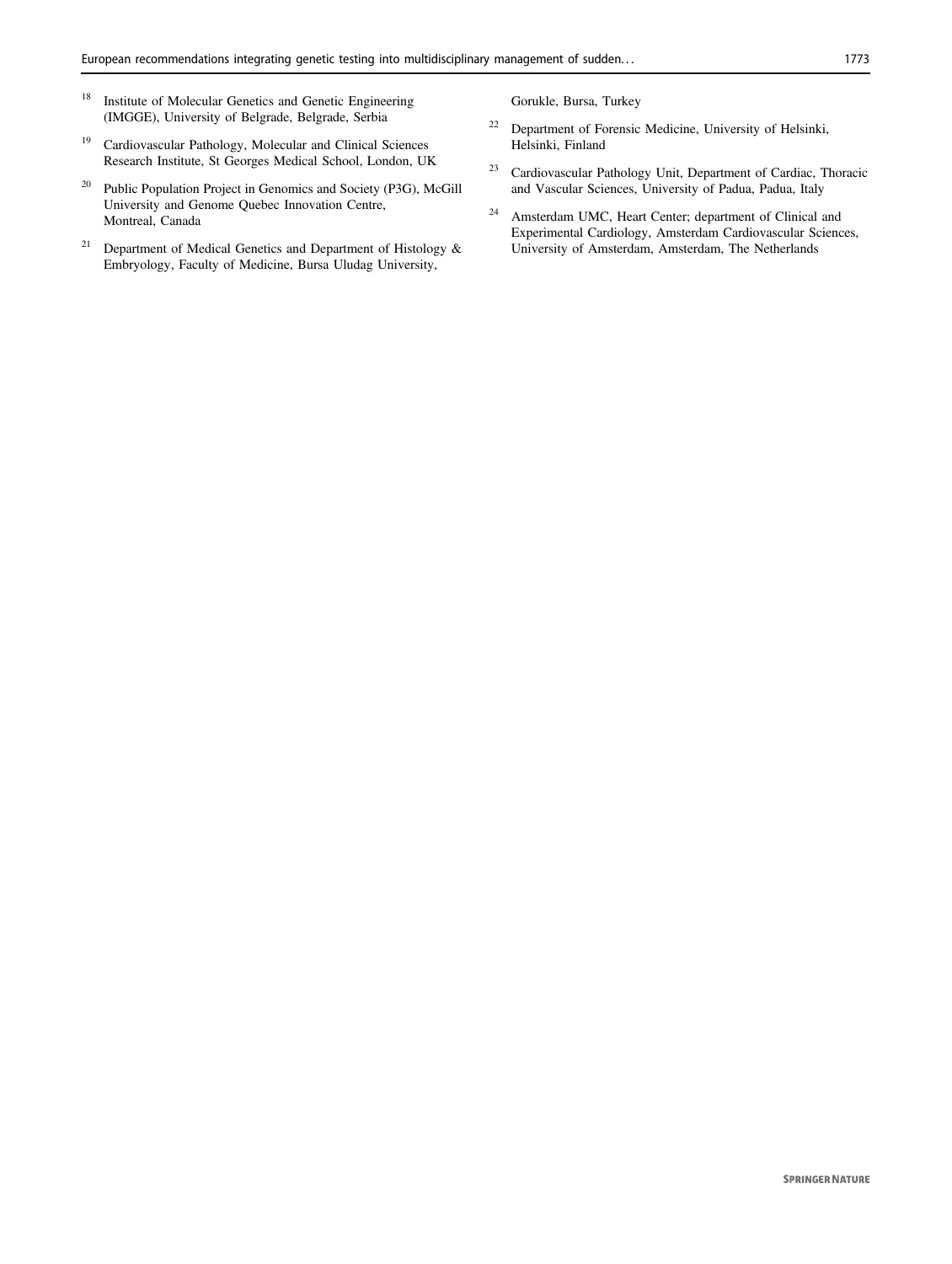[18] Institute of Molecular Genetics and Genetic Engineering (IMGGE), University of Belgrade, Belgrade, Serbia

[19] Cardiovascular Pathology, Molecular and Clinical Sciences Research Institute, St Georges Medical School, London, UK

[20] Public Population Project in Genomics and Society (P3G), McGill University and Genome Quebec Innovation Centre, Montreal, Canada

[21] Department of Medical Genetics and Department of Histology & Embryology, Faculty of Medicine, Bursa Uludag University, Gorukle, Bursa, Turkey

[22] Department of Forensic Medicine, University of Helsinki, Helsinki, Finland

[23] Cardiovascular Pathology Unit, Department of Cardiac, Thoracic and Vascular Sciences, University of Padua, Padua, Italy

[24] Amsterdam UMC, Heart Center; department of Clinical and Experimental Cardiology, Amsterdam Cardiovascular Sciences, University of Amsterdam, Amsterdam, The Netherlands